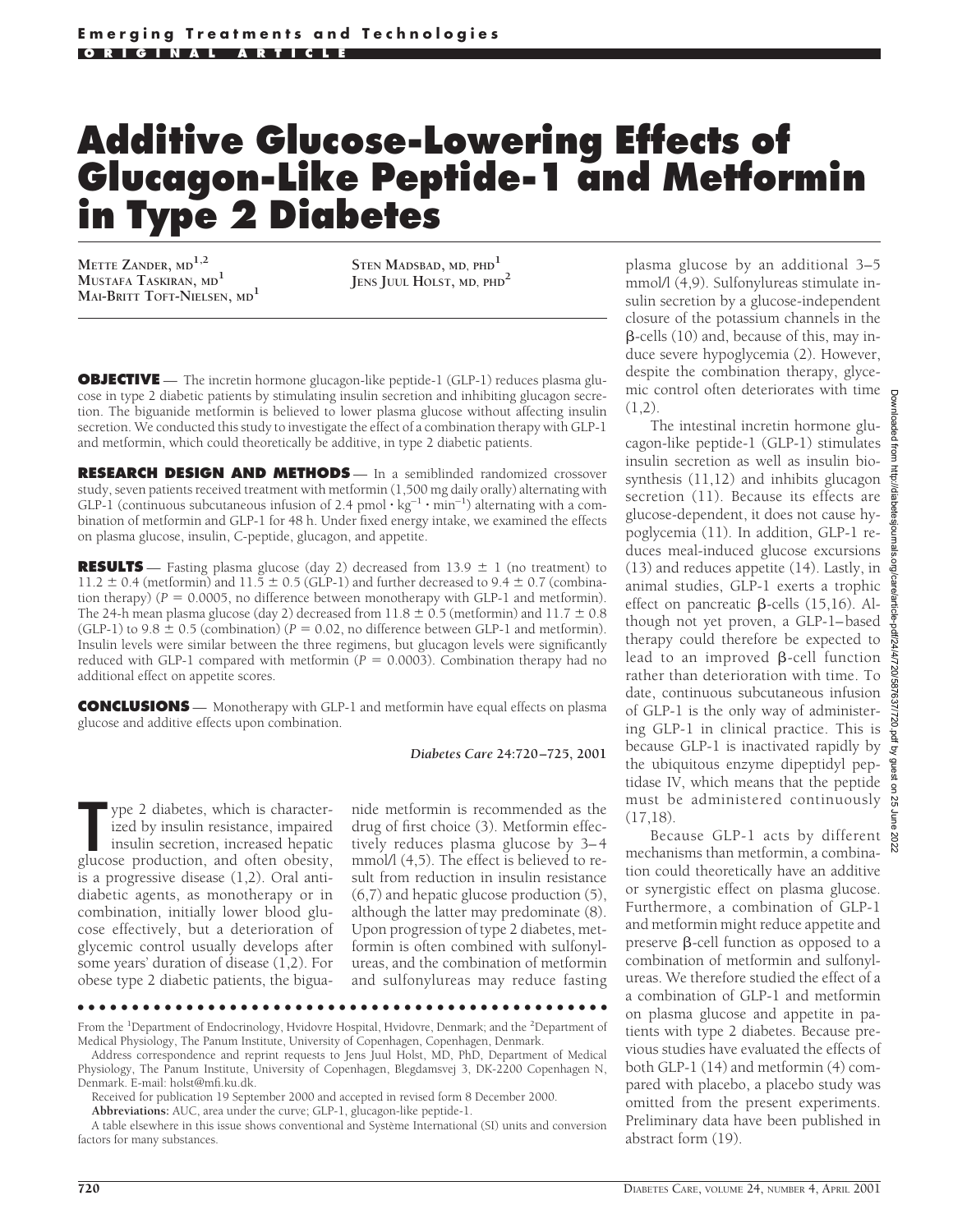# Additive Glucose-Lowering Effects of Glucagon-Like Peptide-1 and Metformin in Type 2 Diabetes

METTE ZANDER, MD[1,2]
MUSTAFA TASKIRAN, MD[1]
MAI-BRITT TOFT-NIELSEN, MD[1]
STEN MADSBAD, MD, PHD[1]
JENS JUUL HOLST, MD, PHD[2]

**OBJECTIVE** — The incretin hormone glucagon-like peptide-1 (GLP-1) reduces plasma glucose in type 2 diabetic patients by stimulating insulin secretion and inhibiting glucagon secretion. The biguanide metformin is believed to lower plasma glucose without affecting insulin secretion. We conducted this study to investigate the effect of a combination therapy with GLP-1 and metformin, which could theoretically be additive, in type 2 diabetic patients.

**RESEARCH DESIGN AND METHODS** — In a semiblinded randomized crossover study, seven patients received treatment with metformin (1,500 mg daily orally) alternating with GLP-1 (continuous subcutaneous infusion of 2.4 pmol $\cdot$ kg$^{-1}$ $\cdot$ min$^{-1}$) alternating with a combination of metformin and GLP-1 for 48 h. Under fixed energy intake, we examined the effects on plasma glucose, insulin, C-peptide, glucagon, and appetite.

**RESULTS** — Fasting plasma glucose (day 2) decreased from 13.9 ± 1 (no treatment) to 11.2 ± 0.4 (metformin) and 11.5 ± 0.5 (GLP-1) and further decreased to 9.4 ± 0.7 (combination therapy) ($P = 0.0005$, no difference between monotherapy with GLP-1 and metformin). The 24-h mean plasma glucose (day 2) decreased from 11.8 ± 0.5 (metformin) and 11.7 ± 0.8 (GLP-1) to 9.8 ± 0.5 (combination) ($P = 0.02$, no difference between GLP-1 and metformin). Insulin levels were similar between the three regimens, but glucagon levels were significantly reduced with GLP-1 compared with metformin ($P = 0.0003$). Combination therapy had no additional effect on appetite scores.

**CONCLUSIONS** — Monotherapy with GLP-1 and metformin have equal effects on plasma glucose and additive effects upon combination.

*Diabetes Care* **24:720–725, 2001**

Type 2 diabetes, which is characterized by insulin resistance, impaired insulin secretion, increased hepatic glucose production, and often obesity, is a progressive disease (1,2). Oral antidiabetic agents, as monotherapy or in combination, initially lower blood glucose effectively, but a deterioration of glycemic control usually develops after some years' duration of disease (1,2). For obese type 2 diabetic patients, the biguanide metformin is recommended as the drug of first choice (3). Metformin effectively reduces plasma glucose by 3–4 mmol/l (4,5). The effect is believed to result from reduction in insulin resistance (6,7) and hepatic glucose production (5), although the latter may predominate (8). Upon progression of type 2 diabetes, metformin is often combined with sulfonylureas, and the combination of metformin and sulfonylureas may reduce fasting plasma glucose by an additional 3–5 mmol/l (4,9). Sulfonylureas stimulate insulin secretion by a glucose-independent closure of the potassium channels in the β-cells (10) and, because of this, may induce severe hypoglycemia (2). However, despite the combination therapy, glycemic control often deteriorates with time (1,2).

The intestinal incretin hormone glucagon-like peptide-1 (GLP-1) stimulates insulin secretion as well as insulin biosynthesis (11,12) and inhibits glucagon secretion (11). Because its effects are glucose-dependent, it does not cause hypoglycemia (11). In addition, GLP-1 reduces meal-induced glucose excursions (13) and reduces appetite (14). Lastly, in animal studies, GLP-1 exerts a trophic effect on pancreatic β-cells (15,16). Although not yet proven, a GLP-1–based therapy could therefore be expected to lead to an improved β-cell function rather than deterioration with time. To date, continuous subcutaneous infusion of GLP-1 is the only way of administering GLP-1 in clinical practice. This is because GLP-1 is inactivated rapidly by the ubiquitous enzyme dipeptidyl peptidase IV, which means that the peptide must be administered continuously (17,18).

Because GLP-1 acts by different mechanisms than metformin, a combination could theoretically have an additive or synergistic effect on plasma glucose. Furthermore, a combination of GLP-1 and metformin might reduce appetite and preserve β-cell function as opposed to a combination of metformin and sulfonylureas. We therefore studied the effect of a a combination of GLP-1 and metformin on plasma glucose and appetite in patients with type 2 diabetes. Because previous studies have evaluated the effects of both GLP-1 (14) and metformin (4) compared with placebo, a placebo study was omitted from the present experiments. Preliminary data have been published in abstract form (19).

From the [1]Department of Endocrinology, Hvidovre Hospital, Hvidovre, Denmark; and the [2]Department of Medical Physiology, The Panum Institute, University of Copenhagen, Copenhagen, Denmark.

Address correspondence and reprint requests to Jens Juul Holst, MD, PhD, Department of Medical Physiology, The Panum Institute, University of Copenhagen, Blegdamsvej 3, DK-2200 Copenhagen N, Denmark. E-mail: holst@mfi.ku.dk.

Received for publication 19 September 2000 and accepted in revised form 8 December 2000.

**Abbreviations:** AUC, area under the curve; GLP-1, glucagon-like peptide-1.

A table elsewhere in this issue shows conventional and Système International (SI) units and conversion factors for many substances.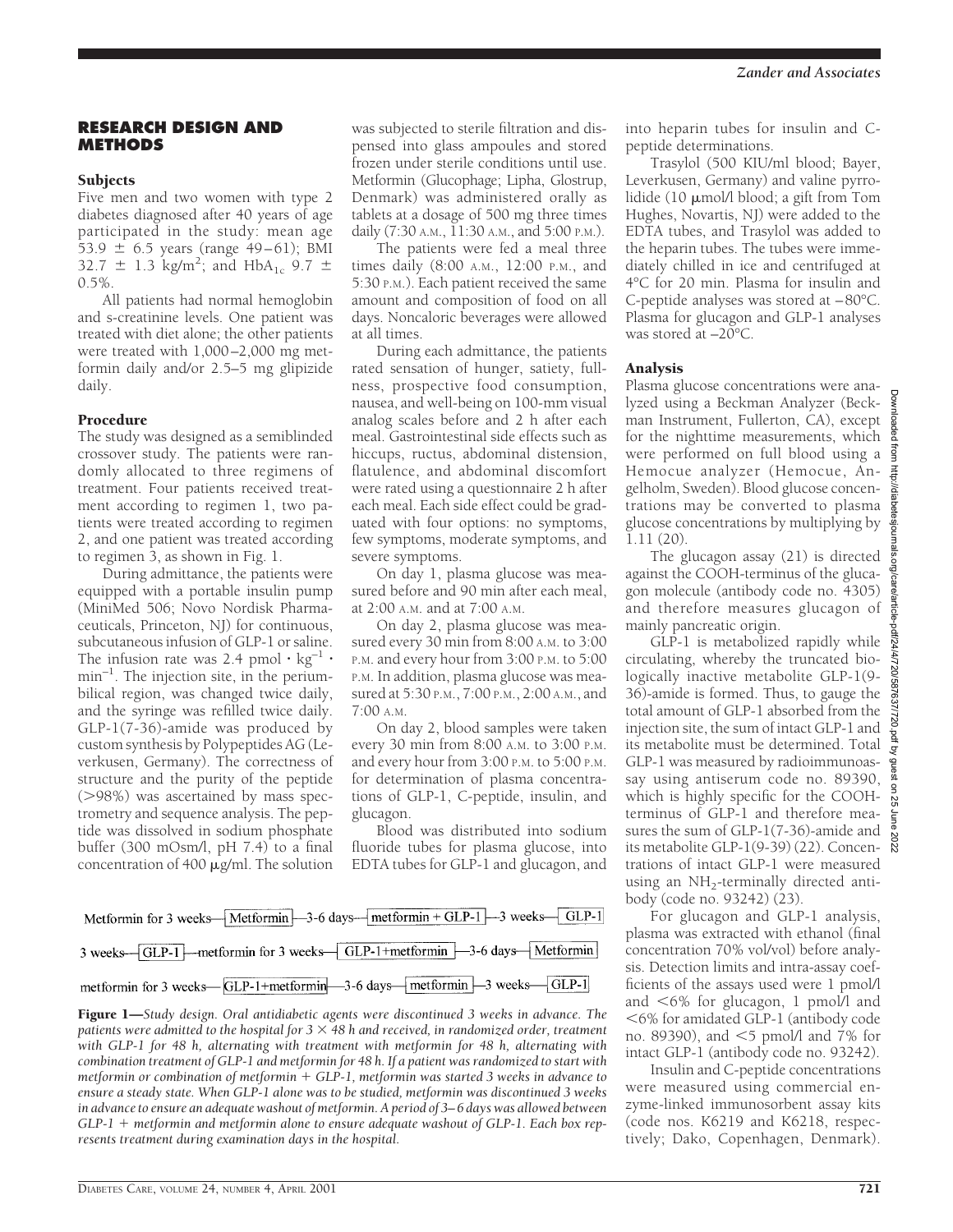## RESEARCH DESIGN AND METHODS

### Subjects

Five men and two women with type 2 diabetes diagnosed after 40 years of age participated in the study: mean age 53.9 ± 6.5 years (range 49–61); BMI 32.7 ± 1.3 kg/m$^2$; and $HbA_{1c}$ 9.7 ± 0.5%.

All patients had normal hemoglobin and s-creatinine levels. One patient was treated with diet alone; the other patients were treated with 1,000–2,000 mg metformin daily and/or 2.5–5 mg glipizide daily.

### Procedure

The study was designed as a semiblinded crossover study. The patients were randomly allocated to three regimens of treatment. Four patients received treatment according to regimen 1, two patients were treated according to regimen 2, and one patient was treated according to regimen 3, as shown in Fig. 1.

During admittance, the patients were equipped with a portable insulin pump (MiniMed 506; Novo Nordisk Pharmaceuticals, Princeton, NJ) for continuous, subcutaneous infusion of GLP-1 or saline. The infusion rate was 2.4 pmol · kg$^{-1}$ · min$^{-1}$. The injection site, in the periumbilical region, was changed twice daily, and the syringe was refilled twice daily. GLP-1(7-36)-amide was produced by custom synthesis by Polypeptides AG (Leverkusen, Germany). The correctness of structure and the purity of the peptide (>98%) was ascertained by mass spectrometry and sequence analysis. The peptide was dissolved in sodium phosphate buffer (300 mOsm/l, pH 7.4) to a final concentration of 400 μg/ml. The solution was subjected to sterile filtration and dispensed into glass ampoules and stored frozen under sterile conditions until use. Metformin (Glucophage; Lipha, Glostrup, Denmark) was administered orally as tablets at a dosage of 500 mg three times daily (7:30 A.M., 11:30 A.M., and 5:00 P.M.).

The patients were fed a meal three times daily (8:00 A.M., 12:00 P.M., and 5:30 P.M.). Each patient received the same amount and composition of food on all days. Noncaloric beverages were allowed at all times.

During each admittance, the patients rated sensation of hunger, satiety, fullness, prospective food consumption, nausea, and well-being on 100-mm visual analog scales before and 2 h after each meal. Gastrointestinal side effects such as hiccups, ructus, abdominal distension, flatulence, and abdominal discomfort were rated using a questionnaire 2 h after each meal. Each side effect could be graduated with four options: no symptoms, few symptoms, moderate symptoms, and severe symptoms.

On day 1, plasma glucose was measured before and 90 min after each meal, at 2:00 A.M. and at 7:00 A.M.

On day 2, plasma glucose was measured every 30 min from 8:00 A.M. to 3:00 P.M. and every hour from 3:00 P.M. to 5:00 P.M. In addition, plasma glucose was measured at 5:30 P.M., 7:00 P.M., 2:00 A.M., and 7:00 A.M.

On day 2, blood samples were taken every 30 min from 8:00 A.M. to 3:00 P.M. and every hour from 3:00 P.M. to 5:00 P.M. for determination of plasma concentrations of GLP-1, C-peptide, insulin, and glucagon.

Blood was distributed into sodium fluoride tubes for plasma glucose, into EDTA tubes for GLP-1 and glucagon, and into heparin tubes for insulin and C-peptide determinations.

Trasylol (500 KIU/ml blood; Bayer, Leverkusen, Germany) and valine pyrrolidide (10 μmol/l blood; a gift from Tom Hughes, Novartis, NJ) were added to the EDTA tubes, and Trasylol was added to the heparin tubes. The tubes were immediately chilled in ice and centrifuged at 4°C for 20 min. Plasma for insulin and C-peptide analyses was stored at –80°C. Plasma for glucagon and GLP-1 analyses was stored at –20°C.

### Analysis

Plasma glucose concentrations were analyzed using a Beckman Analyzer (Beckman Instrument, Fullerton, CA), except for the nighttime measurements, which were performed on full blood using a Hemocue analyzer (Hemocue, Angelholm, Sweden). Blood glucose concentrations may be converted to plasma glucose concentrations by multiplying by 1.11 (20).

The glucagon assay (21) is directed against the COOH-terminus of the glucagon molecule (antibody code no. 4305) and therefore measures glucagon of mainly pancreatic origin.

GLP-1 is metabolized rapidly while circulating, whereby the truncated biologically inactive metabolite GLP-1(9-36)-amide is formed. Thus, to gauge the total amount of GLP-1 absorbed from the injection site, the sum of intact GLP-1 and its metabolite must be determined. Total GLP-1 was measured by radioimmunoassay using antiserum code no. 89390, which is highly specific for the COOH-terminus of GLP-1 and therefore measures the sum of GLP-1(7-36)-amide and its metabolite GLP-1(9-39) (22). Concentrations of intact GLP-1 were measured using an $NH_2$-terminally directed antibody (code no. 93242) (23).

For glucagon and GLP-1 analysis, plasma was extracted with ethanol (final concentration 70% vol/vol) before analysis. Detection limits and intra-assay coefficients of the assays used were 1 pmol/l and <6% for glucagon, 1 pmol/l and <6% for amidated GLP-1 (antibody code no. 89390), and <5 pmol/l and 7% for intact GLP-1 (antibody code no. 93242).

Insulin and C-peptide concentrations were measured using commercial enzyme-linked immunosorbent assay kits (code nos. K6219 and K6218, respectively; Dako, Copenhagen, Denmark).

Metformin for 3 weeks—[Metformin]—3-6 days—[metformin + GLP-1]—3 weeks—[GLP-1]

3 weeks—[GLP-1]—metformin for 3 weeks—[GLP-1+metformin]—3-6 days—[Metformin]

metformin for 3 weeks—[GLP-1+metformin]—3-6 days—[metformin]—3 weeks—[GLP-1]

**Figure 1**—*Study design. Oral antidiabetic agents were discontinued 3 weeks in advance. The patients were admitted to the hospital for 3 × 48 h and received, in randomized order, treatment with GLP-1 for 48 h, alternating with treatment with metformin for 48 h, alternating with combination treatment of GLP-1 and metformin for 48 h. If a patient was randomized to start with metformin or combination of metformin + GLP-1, metformin was started 3 weeks in advance to ensure a steady state. When GLP-1 alone was to be studied, metformin was discontinued 3 weeks in advance to ensure an adequate washout of metformin. A period of 3–6 days was allowed between GLP-1 + metformin and metformin alone to ensure adequate washout of GLP-1. Each box represents treatment during examination days in the hospital.*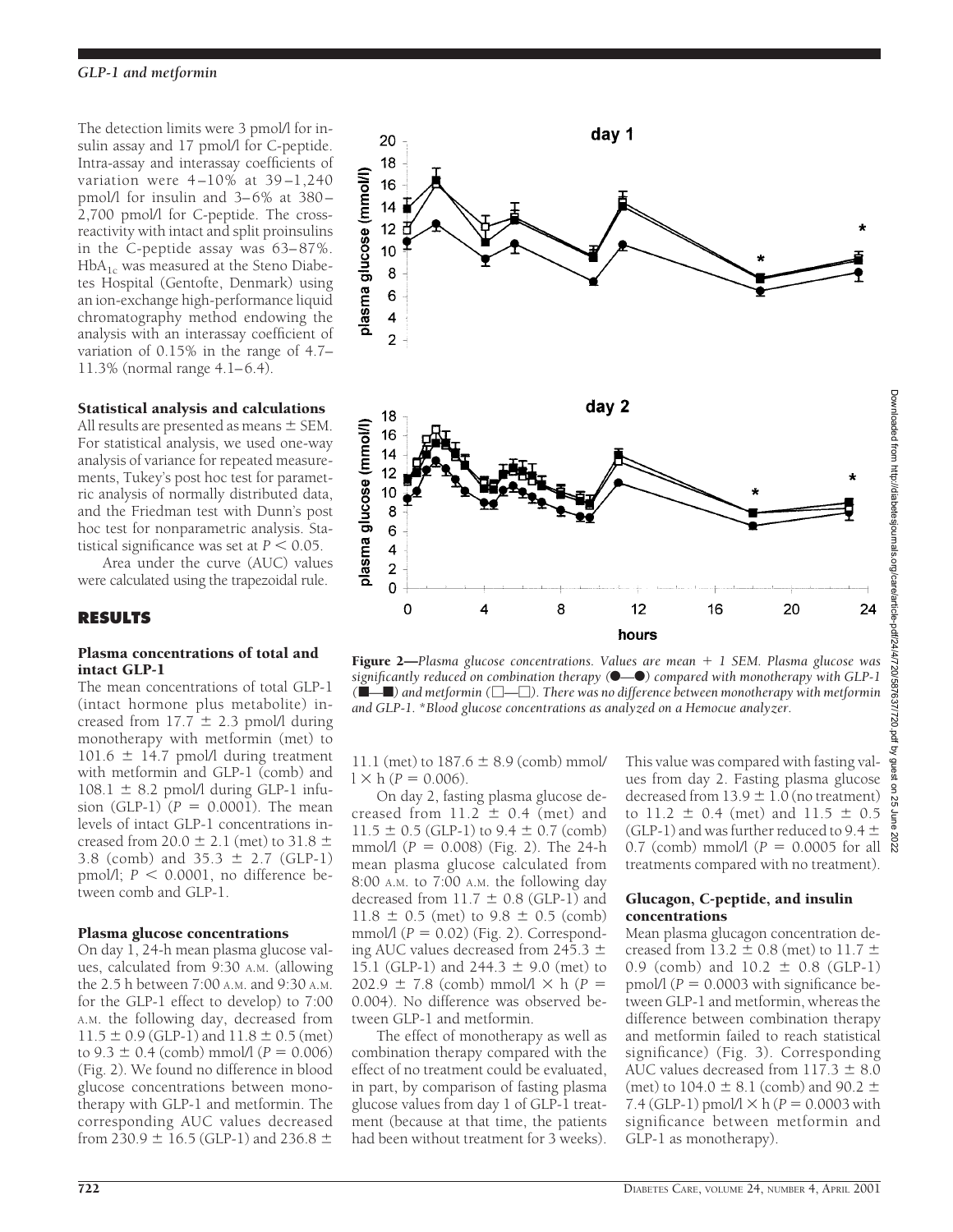The detection limits were 3 pmol/l for insulin assay and 17 pmol/l for C-peptide. Intra-assay and interassay coefficients of variation were 4–10% at 39–1,240 pmol/l for insulin and 3–6% at 380–2,700 pmol/l for C-peptide. The cross-reactivity with intact and split proinsulins in the C-peptide assay was 63–87%. $HbA_{1c}$ was measured at the Steno Diabetes Hospital (Gentofte, Denmark) using an ion-exchange high-performance liquid chromatography method endowing the analysis with an interassay coefficient of variation of 0.15% in the range of 4.7–11.3% (normal range 4.1–6.4).

### Statistical analysis and calculations

All results are presented as means ± SEM. For statistical analysis, we used one-way analysis of variance for repeated measurements, Tukey's post hoc test for parametric analysis of normally distributed data, and the Friedman test with Dunn's post hoc test for nonparametric analysis. Statistical significance was set at $P < 0.05$.

Area under the curve (AUC) values were calculated using the trapezoidal rule.

## RESULTS

### Plasma concentrations of total and intact GLP-1

The mean concentrations of total GLP-1 (intact hormone plus metabolite) increased from 17.7 ± 2.3 pmol/l during monotherapy with metformin (met) to 101.6 ± 14.7 pmol/l during treatment with metformin and GLP-1 (comb) and 108.1 ± 8.2 pmol/l during GLP-1 infusion (GLP-1) ($P = 0.0001$). The mean levels of intact GLP-1 concentrations increased from 20.0 ± 2.1 (met) to 31.8 ± 3.8 (comb) and 35.3 ± 2.7 (GLP-1) pmol/l; $P < 0.0001$, no difference between comb and GLP-1.

### Plasma glucose concentrations

On day 1, 24-h mean plasma glucose values, calculated from 9:30 A.M. (allowing the 2.5 h between 7:00 A.M. and 9:30 A.M. for the GLP-1 effect to develop) to 7:00 A.M. the following day, decreased from 11.5 ± 0.9 (GLP-1) and 11.8 ± 0.5 (met) to 9.3 ± 0.4 (comb) mmol/l ($P = 0.006$) (Fig. 2). We found no difference in blood glucose concentrations between monotherapy with GLP-1 and metformin. The corresponding AUC values decreased from 230.9 ± 16.5 (GLP-1) and 236.8 ± 11.1 (met) to 187.6 ± 8.9 (comb) mmol/l × h ($P = 0.006$).

**Figure 2**—*Plasma glucose concentrations. Values are mean + 1 SEM. Plasma glucose was significantly reduced on combination therapy (●—●) compared with monotherapy with GLP-1 (■—■) and metformin (□—□). There was no difference between monotherapy with metformin and GLP-1. *Blood glucose concentrations as analyzed on a Hemocue analyzer.*

On day 2, fasting plasma glucose decreased from 11.2 ± 0.4 (met) and 11.5 ± 0.5 (GLP-1) to 9.4 ± 0.7 (comb) mmol/l ($P = 0.008$) (Fig. 2). The 24-h mean plasma glucose calculated from 8:00 A.M. to 7:00 A.M. the following day decreased from 11.7 ± 0.8 (GLP-1) and 11.8 ± 0.5 (met) to 9.8 ± 0.5 (comb) mmol/l ($P = 0.02$) (Fig. 2). Corresponding AUC values decreased from 245.3 ± 15.1 (GLP-1) and 244.3 ± 9.0 (met) to 202.9 ± 7.8 (comb) mmol/l × h ($P = 0.004$). No difference was observed between GLP-1 and metformin.

The effect of monotherapy as well as combination therapy compared with the effect of no treatment could be evaluated, in part, by comparison of fasting plasma glucose values from day 1 of GLP-1 treatment (because at that time, the patients had been without treatment for 3 weeks). This value was compared with fasting values from day 2. Fasting plasma glucose decreased from 13.9 ± 1.0 (no treatment) to 11.2 ± 0.4 (met) and 11.5 ± 0.5 (GLP-1) and was further reduced to 9.4 ± 0.7 (comb) mmol/l ($P = 0.0005$ for all treatments compared with no treatment).

### Glucagon, C-peptide, and insulin concentrations

Mean plasma glucagon concentration decreased from 13.2 ± 0.8 (met) to 11.7 ± 0.9 (comb) and 10.2 ± 0.8 (GLP-1) pmol/l ($P = 0.0003$ with significance between GLP-1 and metformin, whereas the difference between combination therapy and metformin failed to reach statistical significance) (Fig. 3). Corresponding AUC values decreased from 117.3 ± 8.0 (met) to 104.0 ± 8.1 (comb) and 90.2 ± 7.4 (GLP-1) pmol/l × h ($P = 0.0003$ with significance between metformin and GLP-1 as monotherapy).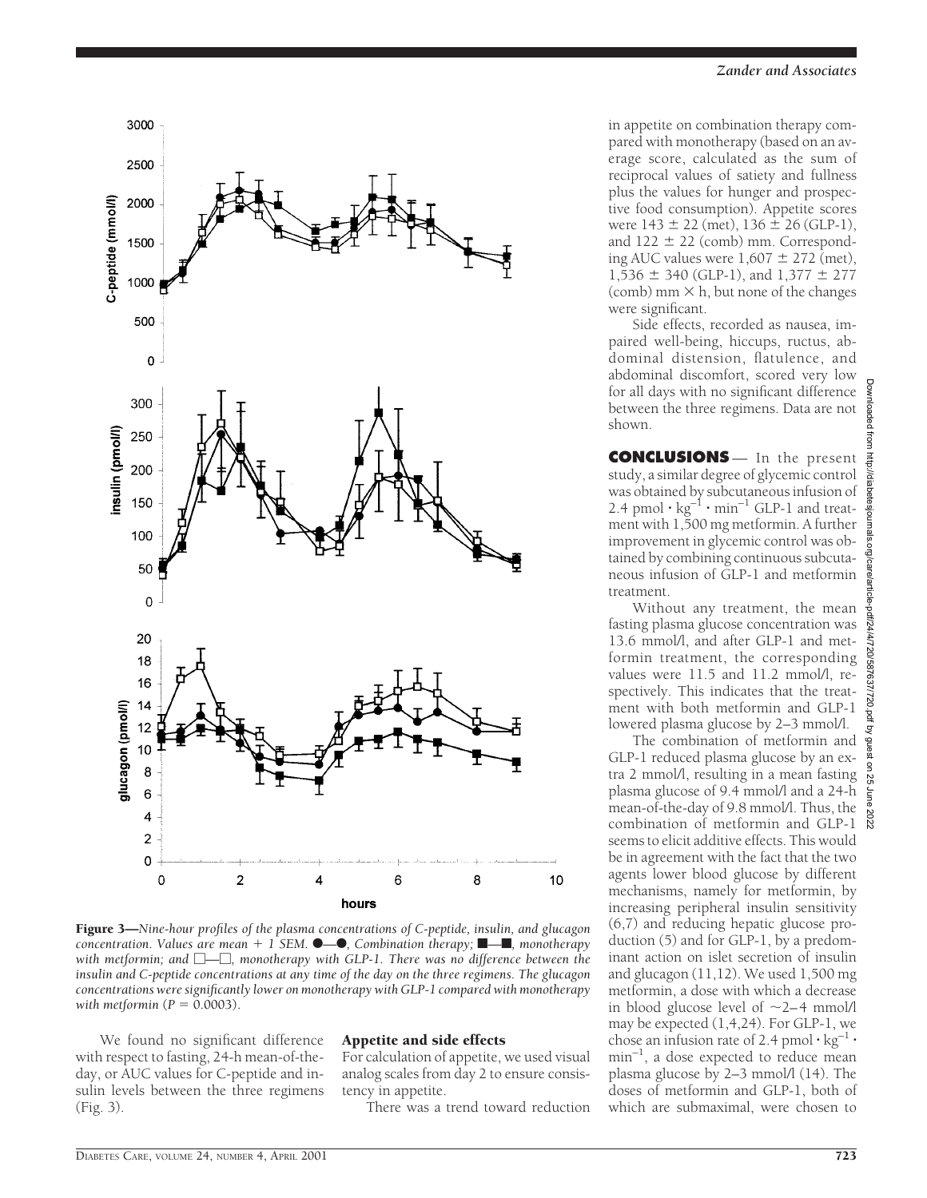**Figure 3**—*Nine-hour profiles of the plasma concentrations of C-peptide, insulin, and glucagon concentration. Values are mean + 1 SEM. ●—●, Combination therapy; ■—■, monotherapy with metformin; and □—□, monotherapy with GLP-1. There was no difference between the insulin and C-peptide concentrations at any time of the day on the three regimens. The glucagon concentrations were significantly lower on monotherapy with GLP-1 compared with monotherapy with metformin ($P = 0.0003$).*

We found no significant difference with respect to fasting, 24-h mean-of-the-day, or AUC values for C-peptide and insulin levels between the three regimens (Fig. 3).

### Appetite and side effects

For calculation of appetite, we used visual analog scales from day 2 to ensure consistency in appetite.

There was a trend toward reduction in appetite on combination therapy compared with monotherapy (based on an average score, calculated as the sum of reciprocal values of satiety and fullness plus the values for hunger and prospective food consumption). Appetite scores were 143 ± 22 (met), 136 ± 26 (GLP-1), and 122 ± 22 (comb) mm. Corresponding AUC values were 1,607 ± 272 (met), 1,536 ± 340 (GLP-1), and 1,377 ± 277 (comb) mm × h, but none of the changes were significant.

Side effects, recorded as nausea, impaired well-being, hiccups, ructus, abdominal distension, flatulence, and abdominal discomfort, scored very low for all days with no significant difference between the three regimens. Data are not shown.

## CONCLUSIONS

In the present study, a similar degree of glycemic control was obtained by subcutaneous infusion of 2.4 pmol · $kg^{-1}$ · $min^{-1}$ GLP-1 and treatment with 1,500 mg metformin. A further improvement in glycemic control was obtained by combining continuous subcutaneous infusion of GLP-1 and metformin treatment.

Without any treatment, the mean fasting plasma glucose concentration was 13.6 mmol/l, and after GLP-1 and metformin treatment, the corresponding values were 11.5 and 11.2 mmol/l, respectively. This indicates that the treatment with both metformin and GLP-1 lowered plasma glucose by 2–3 mmol/l.

The combination of metformin and GLP-1 reduced plasma glucose by an extra 2 mmol/l, resulting in a mean fasting plasma glucose of 9.4 mmol/l and a 24-h mean-of-the-day of 9.8 mmol/l. Thus, the combination of metformin and GLP-1 seems to elicit additive effects. This would be in agreement with the fact that the two agents lower blood glucose by different mechanisms, namely for metformin, by increasing peripheral insulin sensitivity (6,7) and reducing hepatic glucose production (5) and for GLP-1, by a predominant action on islet secretion of insulin and glucagon (11,12). We used 1,500 mg metformin, a dose with which a decrease in blood glucose level of ~2–4 mmol/l may be expected (1,4,24). For GLP-1, we chose an infusion rate of 2.4 pmol · $kg^{-1}$ · $min^{-1}$, a dose expected to reduce mean plasma glucose by 2–3 mmol/l (14). The doses of metformin and GLP-1, both of which are submaximal, were chosen to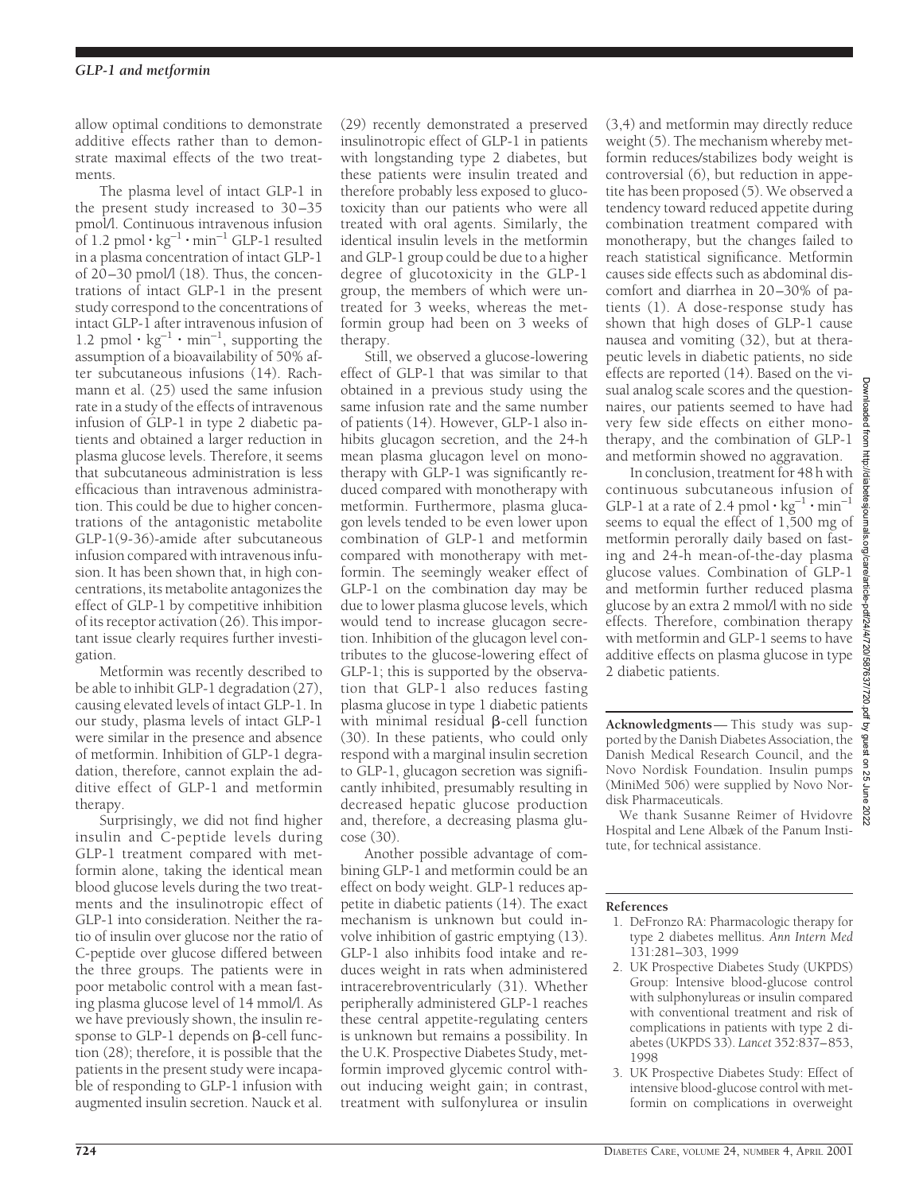allow optimal conditions to demonstrate additive effects rather than to demonstrate maximal effects of the two treatments.

The plasma level of intact GLP-1 in the present study increased to 30–35 pmol/l. Continuous intravenous infusion of 1.2 $pmol \cdot kg^{-1} \cdot min^{-1}$ GLP-1 resulted in a plasma concentration of intact GLP-1 of 20–30 pmol/l (18). Thus, the concentrations of intact GLP-1 in the present study correspond to the concentrations of intact GLP-1 after intravenous infusion of 1.2 $pmol \cdot kg^{-1} \cdot min^{-1}$, supporting the assumption of a bioavailability of 50% after subcutaneous infusions (14). Rachmann et al. (25) used the same infusion rate in a study of the effects of intravenous infusion of GLP-1 in type 2 diabetic patients and obtained a larger reduction in plasma glucose levels. Therefore, it seems that subcutaneous administration is less efficacious than intravenous administration. This could be due to higher concentrations of the antagonistic metabolite GLP-1(9-36)-amide after subcutaneous infusion compared with intravenous infusion. It has been shown that, in high concentrations, its metabolite antagonizes the effect of GLP-1 by competitive inhibition of its receptor activation (26). This important issue clearly requires further investigation.

Metformin was recently described to be able to inhibit GLP-1 degradation (27), causing elevated levels of intact GLP-1. In our study, plasma levels of intact GLP-1 were similar in the presence and absence of metformin. Inhibition of GLP-1 degradation, therefore, cannot explain the additive effect of GLP-1 and metformin therapy.

Surprisingly, we did not find higher insulin and C-peptide levels during GLP-1 treatment compared with metformin alone, taking the identical mean blood glucose levels during the two treatments and the insulinotropic effect of GLP-1 into consideration. Neither the ratio of insulin over glucose nor the ratio of C-peptide over glucose differed between the three groups. The patients were in poor metabolic control with a mean fasting plasma glucose level of 14 mmol/l. As we have previously shown, the insulin response to GLP-1 depends on β-cell function (28); therefore, it is possible that the patients in the present study were incapable of responding to GLP-1 infusion with augmented insulin secretion. Nauck et al. (29) recently demonstrated a preserved insulinotropic effect of GLP-1 in patients with longstanding type 2 diabetes, but these patients were insulin treated and therefore probably less exposed to glucotoxicity than our patients who were all treated with oral agents. Similarly, the identical insulin levels in the metformin and GLP-1 group could be due to a higher degree of glucotoxicity in the GLP-1 group, the members of which were untreated for 3 weeks, whereas the metformin group had been on 3 weeks of therapy.

Still, we observed a glucose-lowering effect of GLP-1 that was similar to that obtained in a previous study using the same infusion rate and the same number of patients (14). However, GLP-1 also inhibits glucagon secretion, and the 24-h mean plasma glucagon level on monotherapy with GLP-1 was significantly reduced compared with monotherapy with metformin. Furthermore, plasma glucagon levels tended to be even lower upon combination of GLP-1 and metformin compared with monotherapy with metformin. The seemingly weaker effect of GLP-1 on the combination day may be due to lower plasma glucose levels, which would tend to increase glucagon secretion. Inhibition of the glucagon level contributes to the glucose-lowering effect of GLP-1; this is supported by the observation that GLP-1 also reduces fasting plasma glucose in type 1 diabetic patients with minimal residual β-cell function (30). In these patients, who could only respond with a marginal insulin secretion to GLP-1, glucagon secretion was significantly inhibited, presumably resulting in decreased hepatic glucose production and, therefore, a decreasing plasma glucose (30).

Another possible advantage of combining GLP-1 and metformin could be an effect on body weight. GLP-1 reduces appetite in diabetic patients (14). The exact mechanism is unknown but could involve inhibition of gastric emptying (13). GLP-1 also inhibits food intake and reduces weight in rats when administered intracerebroventricularly (31). Whether peripherally administered GLP-1 reaches these central appetite-regulating centers is unknown but remains a possibility. In the U.K. Prospective Diabetes Study, metformin improved glycemic control without inducing weight gain; in contrast, treatment with sulfonylurea or insulin (3,4) and metformin may directly reduce weight (5). The mechanism whereby metformin reduces/stabilizes body weight is controversial (6), but reduction in appetite has been proposed (5). We observed a tendency toward reduced appetite during combination treatment compared with monotherapy, but the changes failed to reach statistical significance. Metformin causes side effects such as abdominal discomfort and diarrhea in 20–30% of patients (1). A dose-response study has shown that high doses of GLP-1 cause nausea and vomiting (32), but at therapeutic levels in diabetic patients, no side effects are reported (14). Based on the visual analog scale scores and the questionnaires, our patients seemed to have had very few side effects on either monotherapy, and the combination of GLP-1 and metformin showed no aggravation.

In conclusion, treatment for 48 h with continuous subcutaneous infusion of GLP-1 at a rate of 2.4 $pmol \cdot kg^{-1} \cdot min^{-1}$ seems to equal the effect of 1,500 mg of metformin perorally daily based on fasting and 24-h mean-of-the-day plasma glucose values. Combination of GLP-1 and metformin further reduced plasma glucose by an extra 2 mmol/l with no side effects. Therefore, combination therapy with metformin and GLP-1 seems to have additive effects on plasma glucose in type 2 diabetic patients.

**Acknowledgments**— This study was supported by the Danish Diabetes Association, the Danish Medical Research Council, and the Novo Nordisk Foundation. Insulin pumps (MiniMed 506) were supplied by Novo Nordisk Pharmaceuticals.

We thank Susanne Reimer of Hvidovre Hospital and Lene Albæk of the Panum Institute, for technical assistance.

## References

1. DeFronzo RA: Pharmacologic therapy for type 2 diabetes mellitus. *Ann Intern Med* 131:281–303, 1999
2. UK Prospective Diabetes Study (UKPDS) Group: Intensive blood-glucose control with sulphonylureas or insulin compared with conventional treatment and risk of complications in patients with type 2 diabetes (UKPDS 33). *Lancet* 352:837–853, 1998
3. UK Prospective Diabetes Study: Effect of intensive blood-glucose control with metformin on complications in overweight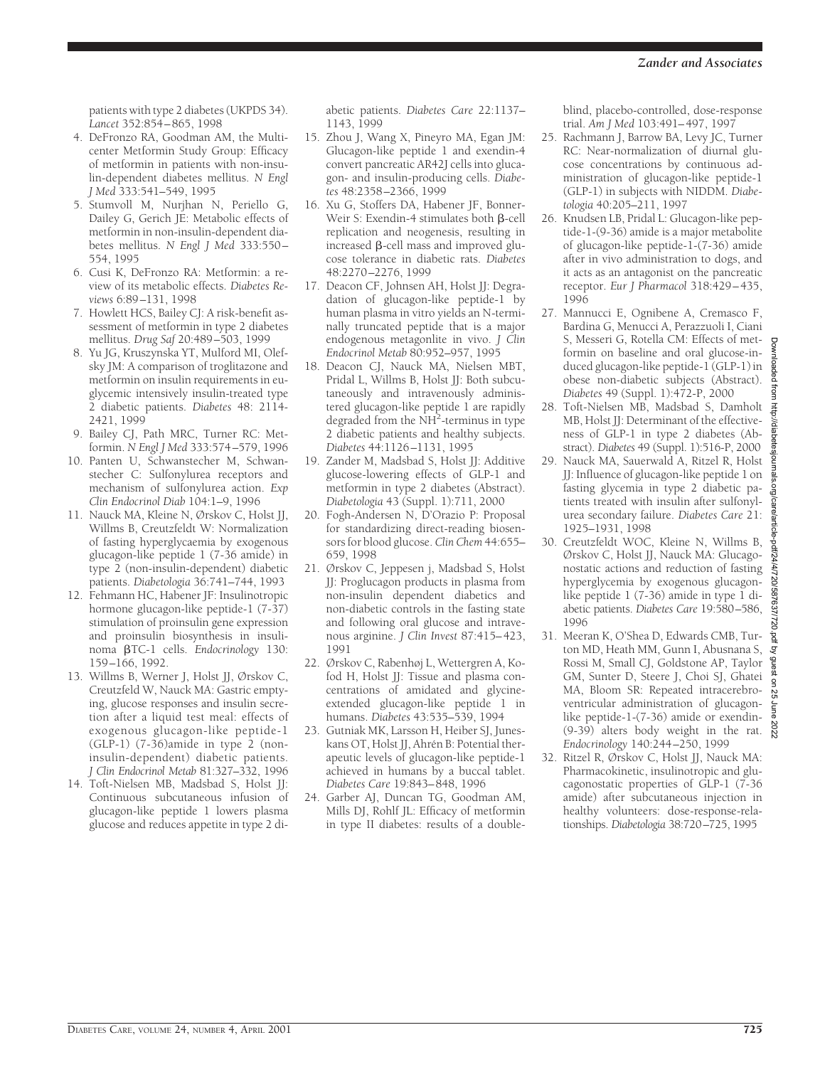patients with type 2 diabetes (UKPDS 34). *Lancet* 352:854–865, 1998

4. DeFronzo RA, Goodman AM, the Multicenter Metformin Study Group: Efficacy of metformin in patients with non-insulin-dependent diabetes mellitus. *N Engl J Med* 333:541–549, 1995
5. Stumvoll M, Nurjhan N, Periello G, Dailey G, Gerich JE: Metabolic effects of metformin in non-insulin-dependent diabetes mellitus. *N Engl J Med* 333:550–554, 1995
6. Cusi K, DeFronzo RA: Metformin: a review of its metabolic effects. *Diabetes Reviews* 6:89–131, 1998
7. Howlett HCS, Bailey CJ: A risk-benefit assessment of metformin in type 2 diabetes mellitus. *Drug Saf* 20:489–503, 1999
8. Yu JG, Kruszynska YT, Mulford MI, Olefsky JM: A comparison of troglitazone and metformin on insulin requirements in euglycemic intensively insulin-treated type 2 diabetic patients. *Diabetes* 48: 2114-2421, 1999
9. Bailey CJ, Path MRC, Turner RC: Metformin. *N Engl J Med* 333:574–579, 1996
10. Panten U, Schwanstecher M, Schwanstecher C: Sulfonylurea receptors and mechanism of sulfonylurea action. *Exp Clin Endocrinol Diab* 104:1–9, 1996
11. Nauck MA, Kleine N, Ørskov C, Holst JJ, Willms B, Creutzfeldt W: Normalization of fasting hyperglycaemia by exogenous glucagon-like peptide 1 (7-36 amide) in type 2 (non-insulin-dependent) diabetic patients. *Diabetologia* 36:741–744, 1993
12. Fehmann HC, Habener JF: Insulinotropic hormone glucagon-like peptide-1 (7-37) stimulation of proinsulin gene expression and proinsulin biosynthesis in insulinoma βTC-1 cells. *Endocrinology* 130: 159–166, 1992.
13. Willms B, Werner J, Holst JJ, Ørskov C, Creutzfeld W, Nauck MA: Gastric emptying, glucose responses and insulin secretion after a liquid test meal: effects of exogenous glucagon-like peptide-1 (GLP-1) (7-36)amide in type 2 (non-insulin-dependent) diabetic patients. *J Clin Endocrinol Metab* 81:327–332, 1996
14. Toft-Nielsen MB, Madsbad S, Holst JJ: Continuous subcutaneous infusion of glucagon-like peptide 1 lowers plasma glucose and reduces appetite in type 2 diabetic patients. *Diabetes Care* 22:1137–1143, 1999
15. Zhou J, Wang X, Pineyro MA, Egan JM: Glucagon-like peptide 1 and exendin-4 convert pancreatic AR42J cells into glucagon- and insulin-producing cells. *Diabetes* 48:2358–2366, 1999
16. Xu G, Stoffers DA, Habener JF, Bonner-Weir S: Exendin-4 stimulates both β-cell replication and neogenesis, resulting in increased β-cell mass and improved glucose tolerance in diabetic rats. *Diabetes* 48:2270–2276, 1999
17. Deacon CF, Johnsen AH, Holst JJ: Degradation of glucagon-like peptide-1 by human plasma in vitro yields an N-terminally truncated peptide that is a major endogenous metagonlite in vivo. *J Clin Endocrinol Metab* 80:952–957, 1995
18. Deacon CJ, Nauck MA, Nielsen MBT, Pridal L, Willms B, Holst JJ: Both subcutaneously and intravenously administered glucagon-like peptide 1 are rapidly degraded from the $NH^2$-terminus in type 2 diabetic patients and healthy subjects. *Diabetes* 44:1126–1131, 1995
19. Zander M, Madsbad S, Holst JJ: Additive glucose-lowering effects of GLP-1 and metformin in type 2 diabetes (Abstract). *Diabetologia* 43 (Suppl. 1):711, 2000
20. Fogh-Andersen N, D'Orazio P: Proposal for standardizing direct-reading biosensors for blood glucose. *Clin Chem* 44:655–659, 1998
21. Ørskov C, Jeppesen j, Madsbad S, Holst JJ: Proglucagon products in plasma from non-insulin dependent diabetics and non-diabetic controls in the fasting state and following oral glucose and intravenous arginine. *J Clin Invest* 87:415–423, 1991
22. Ørskov C, Rabenhøj L, Wettergren A, Kofod H, Holst JJ: Tissue and plasma concentrations of amidated and glycine-extended glucagon-like peptide 1 in humans. *Diabetes* 43:535–539, 1994
23. Gutniak MK, Larsson H, Heiber SJ, Juneskans OT, Holst JJ, Ahrén B: Potential therapeutic levels of glucagon-like peptide-1 achieved in humans by a buccal tablet. *Diabetes Care* 19:843–848, 1996
24. Garber AJ, Duncan TG, Goodman AM, Mills DJ, Rohlf JL: Efficacy of metformin in type II diabetes: results of a double-blind, placebo-controlled, dose-response trial. *Am J Med* 103:491–497, 1997
25. Rachmann J, Barrow BA, Levy JC, Turner RC: Near-normalization of diurnal glucose concentrations by continuous administration of glucagon-like peptide-1 (GLP-1) in subjects with NIDDM. *Diabetologia* 40:205–211, 1997
26. Knudsen LB, Pridal L: Glucagon-like peptide-1-(9-36) amide is a major metabolite of glucagon-like peptide-1-(7-36) amide after in vivo administration to dogs, and it acts as an antagonist on the pancreatic receptor. *Eur J Pharmacol* 318:429–435, 1996
27. Mannucci E, Ognibene A, Cremasco F, Bardina G, Menucci A, Perazzuoli I, Ciani S, Messeri G, Rotella CM: Effects of metformin on baseline and oral glucose-induced glucagon-like peptide-1 (GLP-1) in obese non-diabetic subjects (Abstract). *Diabetes* 49 (Suppl. 1):472-P, 2000
28. Toft-Nielsen MB, Madsbad S, Damholt MB, Holst JJ: Determinant of the effectiveness of GLP-1 in type 2 diabetes (Abstract). *Diabetes* 49 (Suppl. 1):516-P, 2000
29. Nauck MA, Sauerwald A, Ritzel R, Holst JJ: Influence of glucagon-like peptide 1 on fasting glycemia in type 2 diabetic patients treated with insulin after sulfonylurea secondary failure. *Diabetes Care* 21: 1925–1931, 1998
30. Creutzfeldt WOC, Kleine N, Willms B, Ørskov C, Holst JJ, Nauck MA: Glucagonostatic actions and reduction of fasting hyperglycemia by exogenous glucagon-like peptide 1 (7-36) amide in type 1 diabetic patients. *Diabetes Care* 19:580–586, 1996
31. Meeran K, O'Shea D, Edwards CMB, Turton MD, Heath MM, Gunn I, Abusnana S, Rossi M, Small CJ, Goldstone AP, Taylor GM, Sunter D, Steere J, Choi SJ, Ghatei MA, Bloom SR: Repeated intracerebroventricular administration of glucagon-like peptide-1-(7-36) amide or exendin-(9-39) alters body weight in the rat. *Endocrinology* 140:244–250, 1999
32. Ritzel R, Ørskov C, Holst JJ, Nauck MA: Pharmacokinetic, insulinotropic and glucagonostatic properties of GLP-1 (7-36 amide) after subcutaneous injection in healthy volunteers: dose-response-relationships. *Diabetologia* 38:720–725, 1995